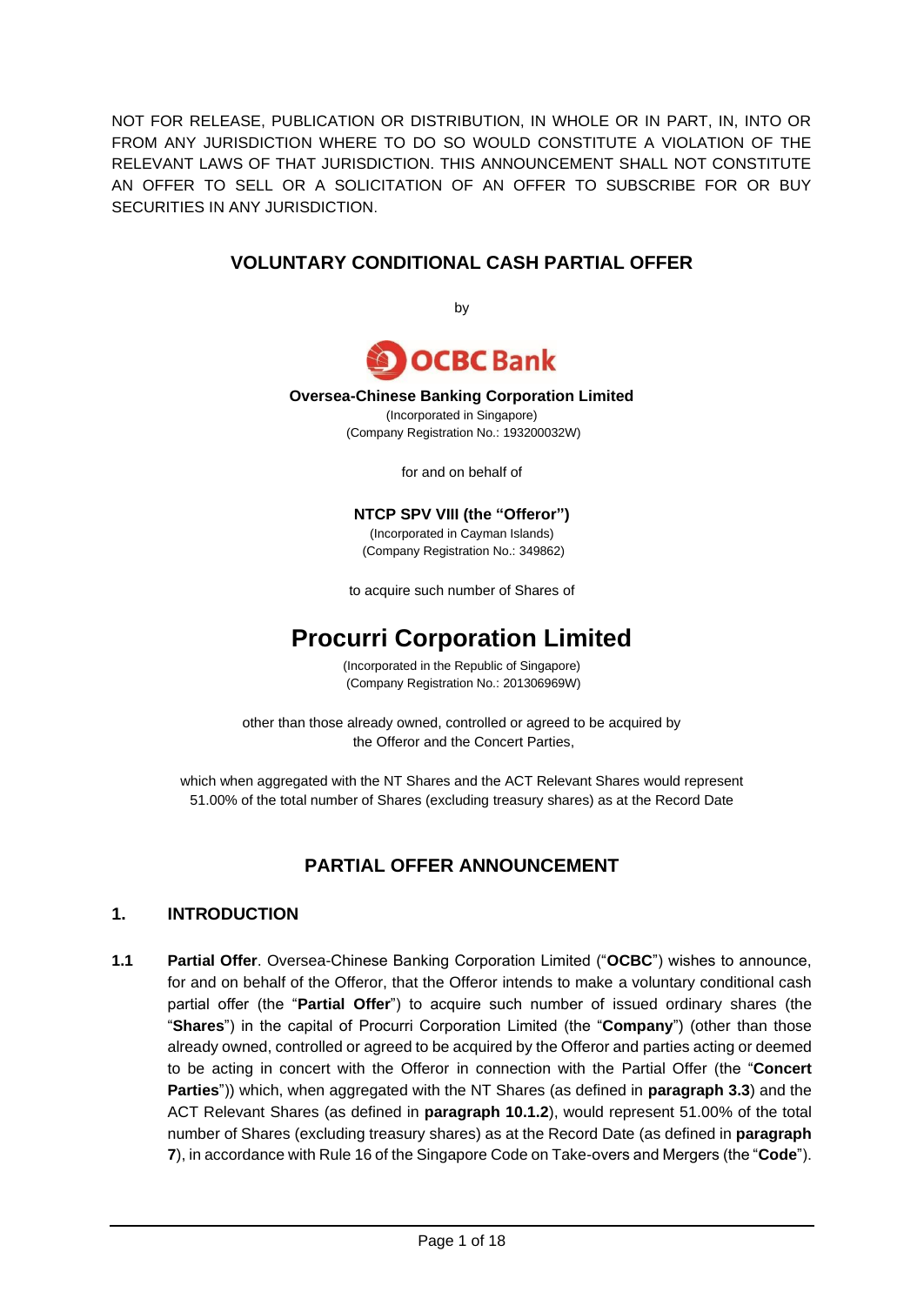NOT FOR RELEASE, PUBLICATION OR DISTRIBUTION, IN WHOLE OR IN PART, IN, INTO OR FROM ANY JURISDICTION WHERE TO DO SO WOULD CONSTITUTE A VIOLATION OF THE RELEVANT LAWS OF THAT JURISDICTION. THIS ANNOUNCEMENT SHALL NOT CONSTITUTE AN OFFER TO SELL OR A SOLICITATION OF AN OFFER TO SUBSCRIBE FOR OR BUY SECURITIES IN ANY JURISDICTION.

## VOLUNTARY CONDITIONAL CASH PARTIAL OFFER

by

OCBC Bank

**Oversea-Chinese Banking Corporation Limited**
(Incorporated in Singapore)
(Company Registration No.: 193200032W)

for and on behalf of

**NTCP SPV VIII (the "Offeror")**
(Incorporated in Cayman Islands)
(Company Registration No.: 349862)

to acquire such number of Shares of

# Procurri Corporation Limited

(Incorporated in the Republic of Singapore)
(Company Registration No.: 201306969W)

other than those already owned, controlled or agreed to be acquired by the Offeror and the Concert Parties,

which when aggregated with the NT Shares and the ACT Relevant Shares would represent 51.00% of the total number of Shares (excluding treasury shares) as at the Record Date

## PARTIAL OFFER ANNOUNCEMENT

### 1. INTRODUCTION

**1.1** **Partial Offer**. Oversea-Chinese Banking Corporation Limited ("**OCBC**") wishes to announce, for and on behalf of the Offeror, that the Offeror intends to make a voluntary conditional cash partial offer (the "**Partial Offer**") to acquire such number of issued ordinary shares (the "**Shares**") in the capital of Procurri Corporation Limited (the "**Company**") (other than those already owned, controlled or agreed to be acquired by the Offeror and parties acting or deemed to be acting in concert with the Offeror in connection with the Partial Offer (the "**Concert Parties**")) which, when aggregated with the NT Shares (as defined in **paragraph 3.3**) and the ACT Relevant Shares (as defined in **paragraph 10.1.2**), would represent 51.00% of the total number of Shares (excluding treasury shares) as at the Record Date (as defined in **paragraph 7**), in accordance with Rule 16 of the Singapore Code on Take-overs and Mergers (the "**Code**").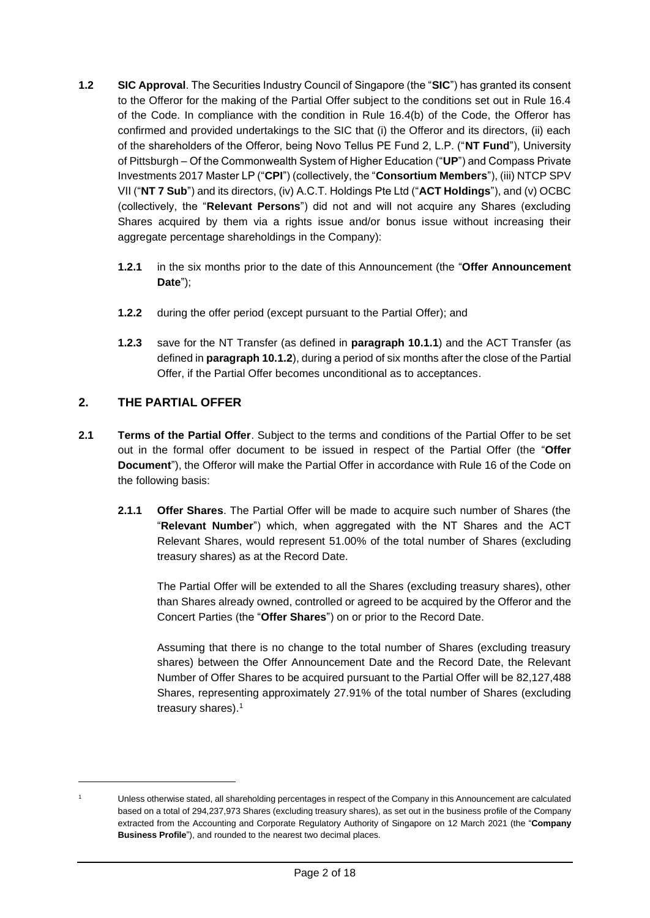**1.2** **SIC Approval**. The Securities Industry Council of Singapore (the "**SIC**") has granted its consent to the Offeror for the making of the Partial Offer subject to the conditions set out in Rule 16.4 of the Code. In compliance with the condition in Rule 16.4(b) of the Code, the Offeror has confirmed and provided undertakings to the SIC that (i) the Offeror and its directors, (ii) each of the shareholders of the Offeror, being Novo Tellus PE Fund 2, L.P. ("**NT Fund**"), University of Pittsburgh – Of the Commonwealth System of Higher Education ("**UP**") and Compass Private Investments 2017 Master LP ("**CPI**") (collectively, the "**Consortium Members**"), (iii) NTCP SPV VII ("**NT 7 Sub**") and its directors, (iv) A.C.T. Holdings Pte Ltd ("**ACT Holdings**"), and (v) OCBC (collectively, the "**Relevant Persons**") did not and will not acquire any Shares (excluding Shares acquired by them via a rights issue and/or bonus issue without increasing their aggregate percentage shareholdings in the Company):

**1.2.1** in the six months prior to the date of this Announcement (the "**Offer Announcement Date**");

**1.2.2** during the offer period (except pursuant to the Partial Offer); and

**1.2.3** save for the NT Transfer (as defined in **paragraph 10.1.1**) and the ACT Transfer (as defined in **paragraph 10.1.2**), during a period of six months after the close of the Partial Offer, if the Partial Offer becomes unconditional as to acceptances.

## 2. THE PARTIAL OFFER

**2.1** **Terms of the Partial Offer**. Subject to the terms and conditions of the Partial Offer to be set out in the formal offer document to be issued in respect of the Partial Offer (the "**Offer Document**"), the Offeror will make the Partial Offer in accordance with Rule 16 of the Code on the following basis:

**2.1.1** **Offer Shares**. The Partial Offer will be made to acquire such number of Shares (the "**Relevant Number**") which, when aggregated with the NT Shares and the ACT Relevant Shares, would represent 51.00% of the total number of Shares (excluding treasury shares) as at the Record Date.

The Partial Offer will be extended to all the Shares (excluding treasury shares), other than Shares already owned, controlled or agreed to be acquired by the Offeror and the Concert Parties (the "**Offer Shares**") on or prior to the Record Date.

Assuming that there is no change to the total number of Shares (excluding treasury shares) between the Offer Announcement Date and the Record Date, the Relevant Number of Offer Shares to be acquired pursuant to the Partial Offer will be 82,127,488 Shares, representing approximately 27.91% of the total number of Shares (excluding treasury shares).[1]

---

[1] Unless otherwise stated, all shareholding percentages in respect of the Company in this Announcement are calculated based on a total of 294,237,973 Shares (excluding treasury shares), as set out in the business profile of the Company extracted from the Accounting and Corporate Regulatory Authority of Singapore on 12 March 2021 (the "**Company Business Profile**"), and rounded to the nearest two decimal places.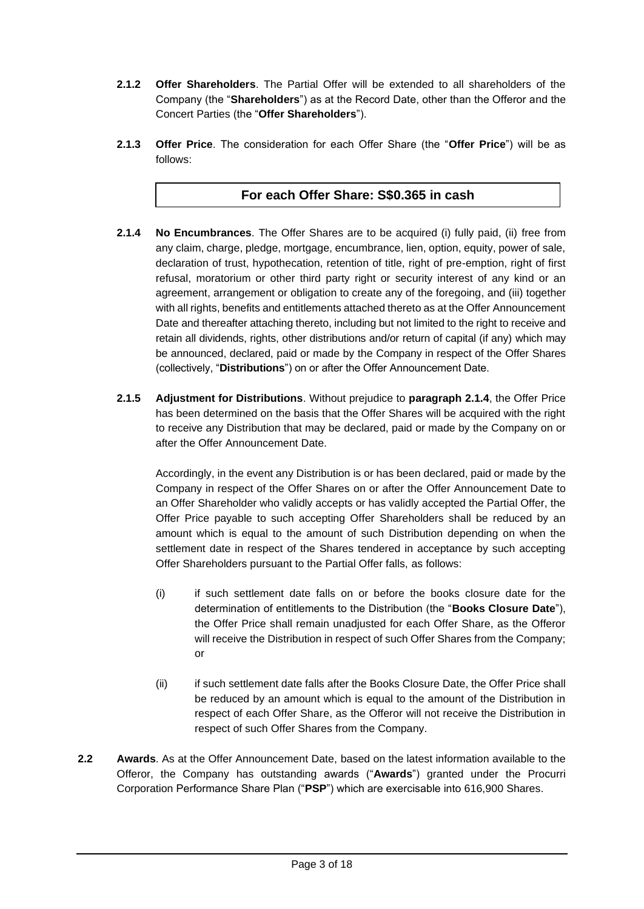**2.1.2** **Offer Shareholders**. The Partial Offer will be extended to all shareholders of the Company (the "**Shareholders**") as at the Record Date, other than the Offeror and the Concert Parties (the "**Offer Shareholders**").

**2.1.3** **Offer Price**. The consideration for each Offer Share (the "**Offer Price**") will be as follows:

| **For each Offer Share: S$0.365 in cash** |
|---|

**2.1.4** **No Encumbrances**. The Offer Shares are to be acquired (i) fully paid, (ii) free from any claim, charge, pledge, mortgage, encumbrance, lien, option, equity, power of sale, declaration of trust, hypothecation, retention of title, right of pre-emption, right of first refusal, moratorium or other third party right or security interest of any kind or an agreement, arrangement or obligation to create any of the foregoing, and (iii) together with all rights, benefits and entitlements attached thereto as at the Offer Announcement Date and thereafter attaching thereto, including but not limited to the right to receive and retain all dividends, rights, other distributions and/or return of capital (if any) which may be announced, declared, paid or made by the Company in respect of the Offer Shares (collectively, "**Distributions**") on or after the Offer Announcement Date.

**2.1.5** **Adjustment for Distributions**. Without prejudice to **paragraph 2.1.4**, the Offer Price has been determined on the basis that the Offer Shares will be acquired with the right to receive any Distribution that may be declared, paid or made by the Company on or after the Offer Announcement Date.

Accordingly, in the event any Distribution is or has been declared, paid or made by the Company in respect of the Offer Shares on or after the Offer Announcement Date to an Offer Shareholder who validly accepts or has validly accepted the Partial Offer, the Offer Price payable to such accepting Offer Shareholders shall be reduced by an amount which is equal to the amount of such Distribution depending on when the settlement date in respect of the Shares tendered in acceptance by such accepting Offer Shareholders pursuant to the Partial Offer falls, as follows:

(i) if such settlement date falls on or before the books closure date for the determination of entitlements to the Distribution (the "**Books Closure Date**"), the Offer Price shall remain unadjusted for each Offer Share, as the Offeror will receive the Distribution in respect of such Offer Shares from the Company; or

(ii) if such settlement date falls after the Books Closure Date, the Offer Price shall be reduced by an amount which is equal to the amount of the Distribution in respect of each Offer Share, as the Offeror will not receive the Distribution in respect of such Offer Shares from the Company.

**2.2** **Awards**. As at the Offer Announcement Date, based on the latest information available to the Offeror, the Company has outstanding awards ("**Awards**") granted under the Procurri Corporation Performance Share Plan ("**PSP**") which are exercisable into 616,900 Shares.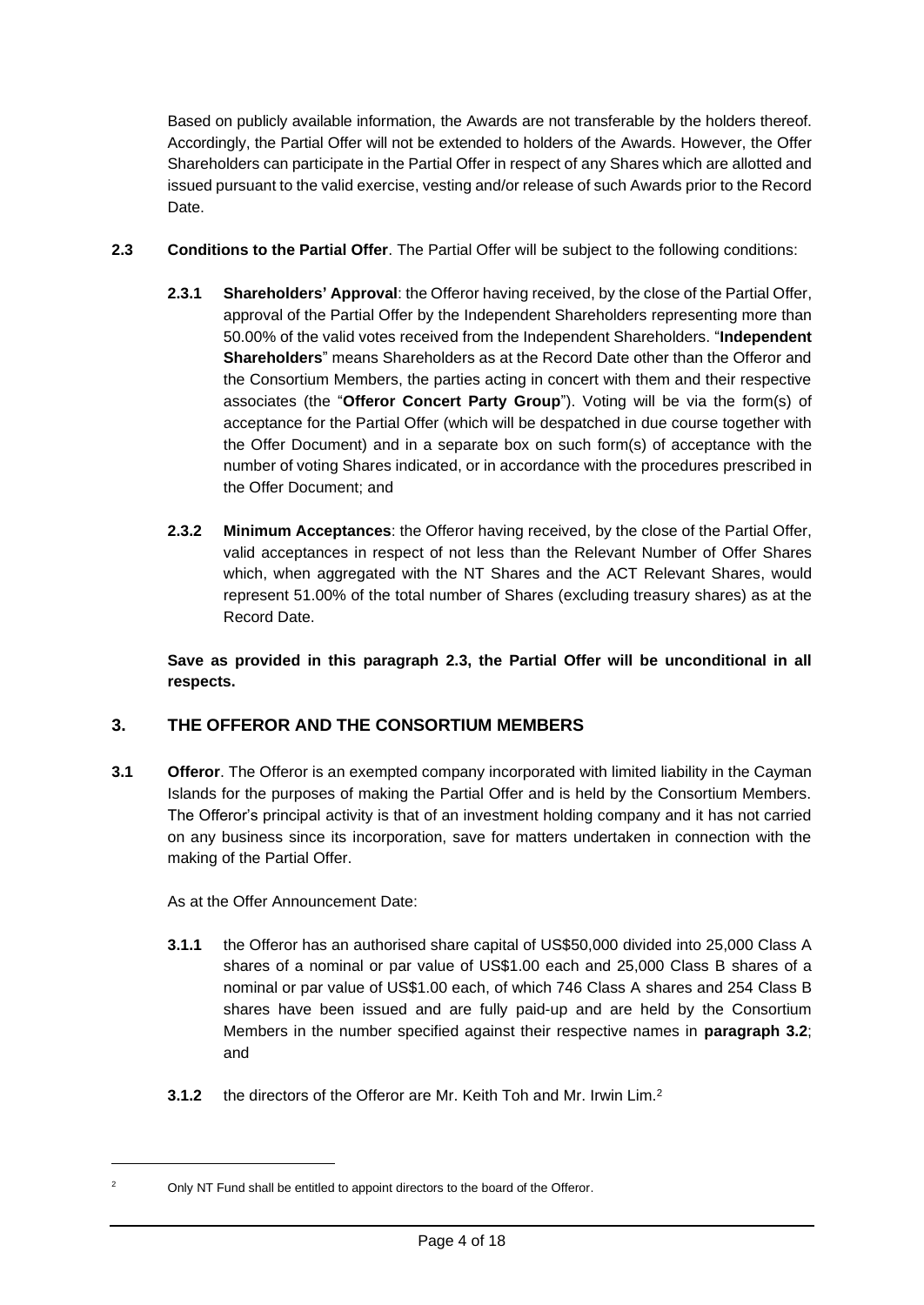Based on publicly available information, the Awards are not transferable by the holders thereof. Accordingly, the Partial Offer will not be extended to holders of the Awards. However, the Offer Shareholders can participate in the Partial Offer in respect of any Shares which are allotted and issued pursuant to the valid exercise, vesting and/or release of such Awards prior to the Record Date.

**2.3 Conditions to the Partial Offer**. The Partial Offer will be subject to the following conditions:

**2.3.1 Shareholders' Approval**: the Offeror having received, by the close of the Partial Offer, approval of the Partial Offer by the Independent Shareholders representing more than 50.00% of the valid votes received from the Independent Shareholders. "**Independent Shareholders**" means Shareholders as at the Record Date other than the Offeror and the Consortium Members, the parties acting in concert with them and their respective associates (the "**Offeror Concert Party Group**"). Voting will be via the form(s) of acceptance for the Partial Offer (which will be despatched in due course together with the Offer Document) and in a separate box on such form(s) of acceptance with the number of voting Shares indicated, or in accordance with the procedures prescribed in the Offer Document; and

**2.3.2 Minimum Acceptances**: the Offeror having received, by the close of the Partial Offer, valid acceptances in respect of not less than the Relevant Number of Offer Shares which, when aggregated with the NT Shares and the ACT Relevant Shares, would represent 51.00% of the total number of Shares (excluding treasury shares) as at the Record Date.

**Save as provided in this paragraph 2.3, the Partial Offer will be unconditional in all respects.**

## 3. THE OFFEROR AND THE CONSORTIUM MEMBERS

**3.1 Offeror**. The Offeror is an exempted company incorporated with limited liability in the Cayman Islands for the purposes of making the Partial Offer and is held by the Consortium Members. The Offeror's principal activity is that of an investment holding company and it has not carried on any business since its incorporation, save for matters undertaken in connection with the making of the Partial Offer.

As at the Offer Announcement Date:

**3.1.1** the Offeror has an authorised share capital of US$50,000 divided into 25,000 Class A shares of a nominal or par value of US$1.00 each and 25,000 Class B shares of a nominal or par value of US$1.00 each, of which 746 Class A shares and 254 Class B shares have been issued and are fully paid-up and are held by the Consortium Members in the number specified against their respective names in **paragraph 3.2**; and

**3.1.2** the directors of the Offeror are Mr. Keith Toh and Mr. Irwin Lim.[2]

---

[2] Only NT Fund shall be entitled to appoint directors to the board of the Offeror.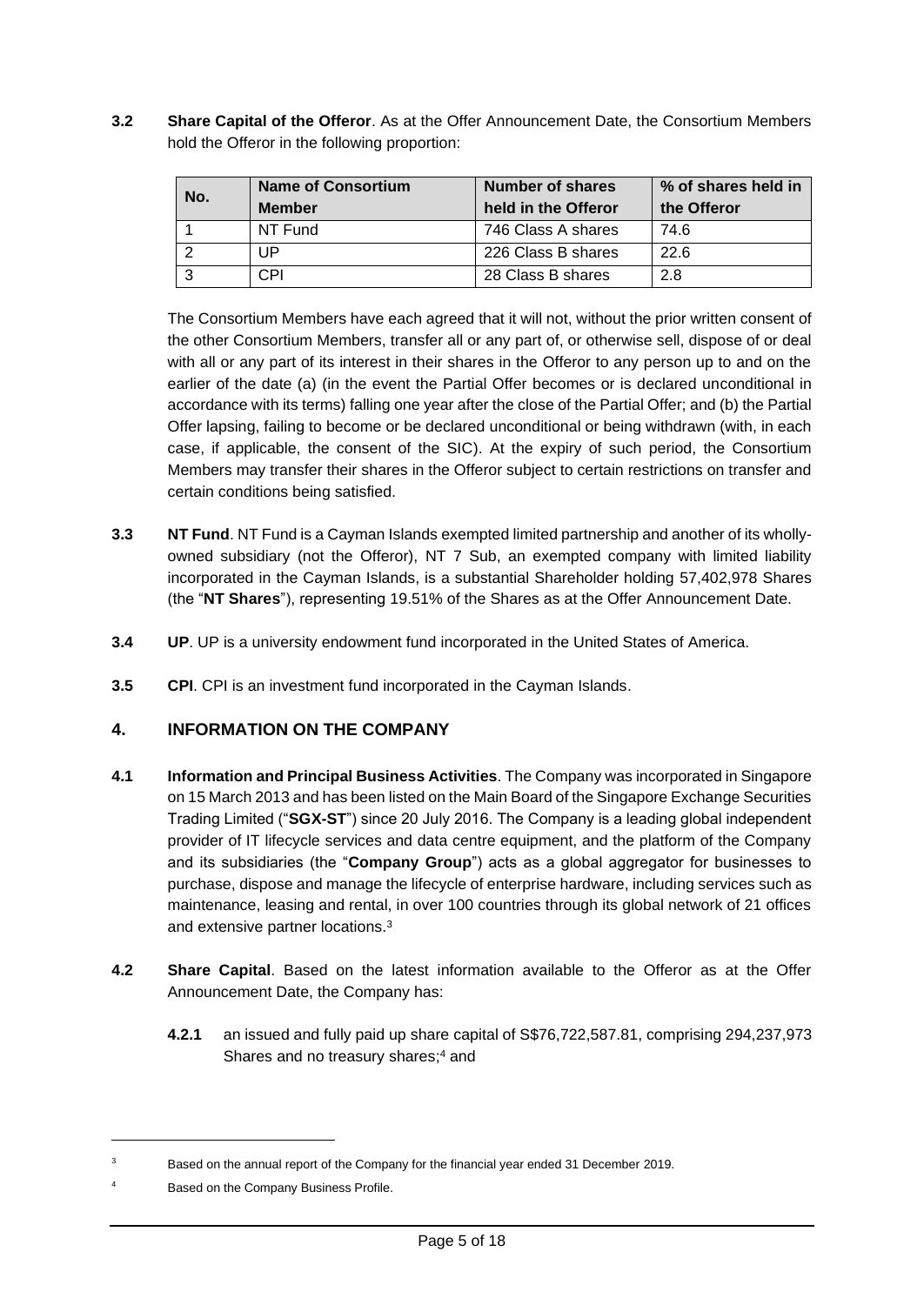**3.2** **Share Capital of the Offeror**. As at the Offer Announcement Date, the Consortium Members hold the Offeror in the following proportion:

| No. | Name of Consortium Member | Number of shares held in the Offeror | % of shares held in the Offeror |
|---|---|---|---|
| 1 | NT Fund | 746 Class A shares | 74.6 |
| 2 | UP | 226 Class B shares | 22.6 |
| 3 | CPI | 28 Class B shares | 2.8 |

The Consortium Members have each agreed that it will not, without the prior written consent of the other Consortium Members, transfer all or any part of, or otherwise sell, dispose of or deal with all or any part of its interest in their shares in the Offeror to any person up to and on the earlier of the date (a) (in the event the Partial Offer becomes or is declared unconditional in accordance with its terms) falling one year after the close of the Partial Offer; and (b) the Partial Offer lapsing, failing to become or be declared unconditional or being withdrawn (with, in each case, if applicable, the consent of the SIC). At the expiry of such period, the Consortium Members may transfer their shares in the Offeror subject to certain restrictions on transfer and certain conditions being satisfied.

**3.3** **NT Fund**. NT Fund is a Cayman Islands exempted limited partnership and another of its wholly-owned subsidiary (not the Offeror), NT 7 Sub, an exempted company with limited liability incorporated in the Cayman Islands, is a substantial Shareholder holding 57,402,978 Shares (the "**NT Shares**"), representing 19.51% of the Shares as at the Offer Announcement Date.

**3.4** **UP**. UP is a university endowment fund incorporated in the United States of America.

**3.5** **CPI**. CPI is an investment fund incorporated in the Cayman Islands.

## 4. INFORMATION ON THE COMPANY

**4.1** **Information and Principal Business Activities**. The Company was incorporated in Singapore on 15 March 2013 and has been listed on the Main Board of the Singapore Exchange Securities Trading Limited ("**SGX-ST**") since 20 July 2016. The Company is a leading global independent provider of IT lifecycle services and data centre equipment, and the platform of the Company and its subsidiaries (the "**Company Group**") acts as a global aggregator for businesses to purchase, dispose and manage the lifecycle of enterprise hardware, including services such as maintenance, leasing and rental, in over 100 countries through its global network of 21 offices and extensive partner locations.[3]

**4.2** **Share Capital**. Based on the latest information available to the Offeror as at the Offer Announcement Date, the Company has:

**4.2.1** an issued and fully paid up share capital of S$76,722,587.81, comprising 294,237,973 Shares and no treasury shares;[4] and

---

[3] Based on the annual report of the Company for the financial year ended 31 December 2019.

[4] Based on the Company Business Profile.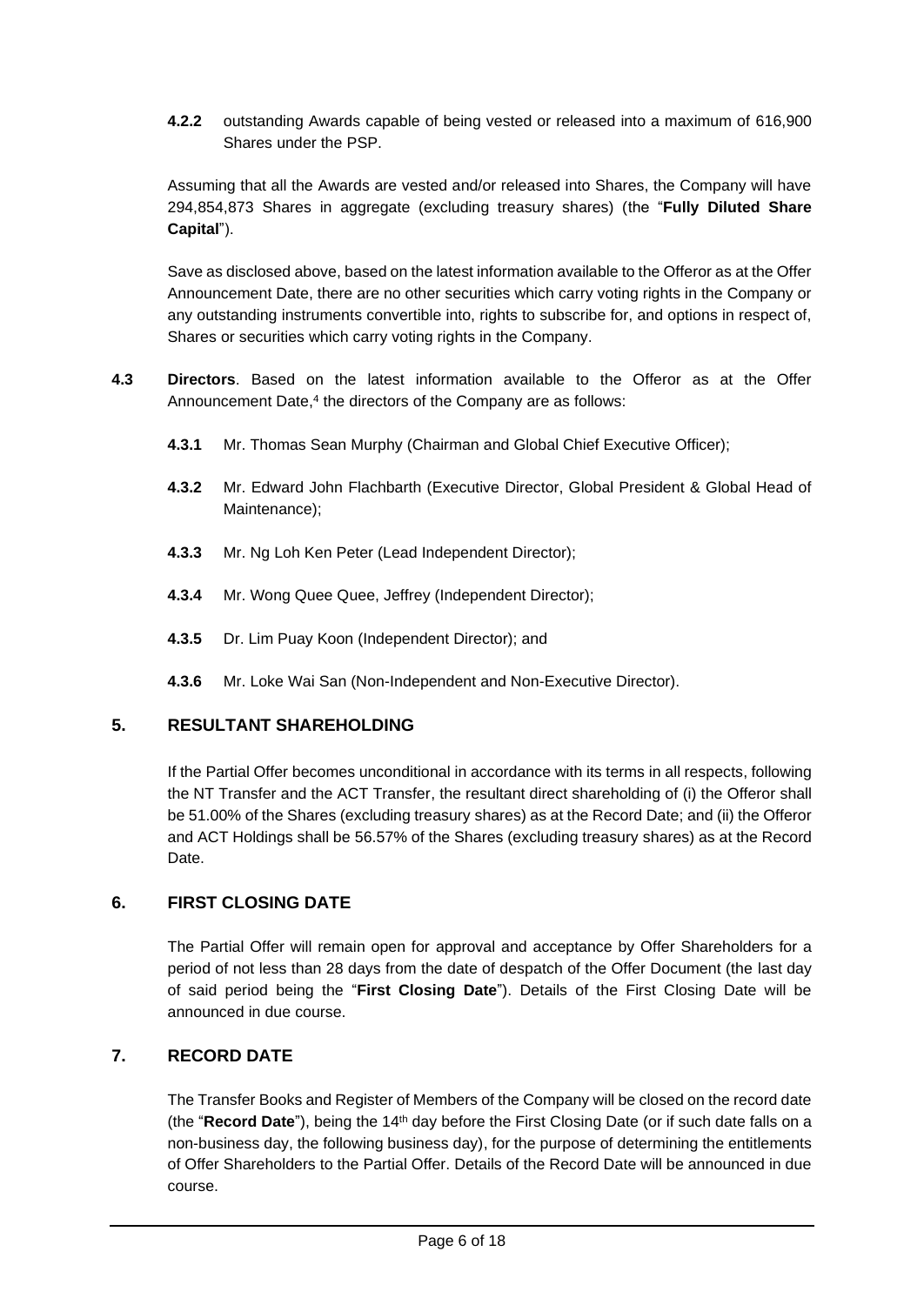**4.2.2** outstanding Awards capable of being vested or released into a maximum of 616,900 Shares under the PSP.

Assuming that all the Awards are vested and/or released into Shares, the Company will have 294,854,873 Shares in aggregate (excluding treasury shares) (the "**Fully Diluted Share Capital**").

Save as disclosed above, based on the latest information available to the Offeror as at the Offer Announcement Date, there are no other securities which carry voting rights in the Company or any outstanding instruments convertible into, rights to subscribe for, and options in respect of, Shares or securities which carry voting rights in the Company.

**4.3** **Directors**. Based on the latest information available to the Offeror as at the Offer Announcement Date,[4] the directors of the Company are as follows:

**4.3.1** Mr. Thomas Sean Murphy (Chairman and Global Chief Executive Officer);

**4.3.2** Mr. Edward John Flachbarth (Executive Director, Global President & Global Head of Maintenance);

**4.3.3** Mr. Ng Loh Ken Peter (Lead Independent Director);

**4.3.4** Mr. Wong Quee Quee, Jeffrey (Independent Director);

**4.3.5** Dr. Lim Puay Koon (Independent Director); and

**4.3.6** Mr. Loke Wai San (Non-Independent and Non-Executive Director).

## 5. RESULTANT SHAREHOLDING

If the Partial Offer becomes unconditional in accordance with its terms in all respects, following the NT Transfer and the ACT Transfer, the resultant direct shareholding of (i) the Offeror shall be 51.00% of the Shares (excluding treasury shares) as at the Record Date; and (ii) the Offeror and ACT Holdings shall be 56.57% of the Shares (excluding treasury shares) as at the Record Date.

## 6. FIRST CLOSING DATE

The Partial Offer will remain open for approval and acceptance by Offer Shareholders for a period of not less than 28 days from the date of despatch of the Offer Document (the last day of said period being the "**First Closing Date**"). Details of the First Closing Date will be announced in due course.

## 7. RECORD DATE

The Transfer Books and Register of Members of the Company will be closed on the record date (the "**Record Date**"), being the 14th day before the First Closing Date (or if such date falls on a non-business day, the following business day), for the purpose of determining the entitlements of Offer Shareholders to the Partial Offer. Details of the Record Date will be announced in due course.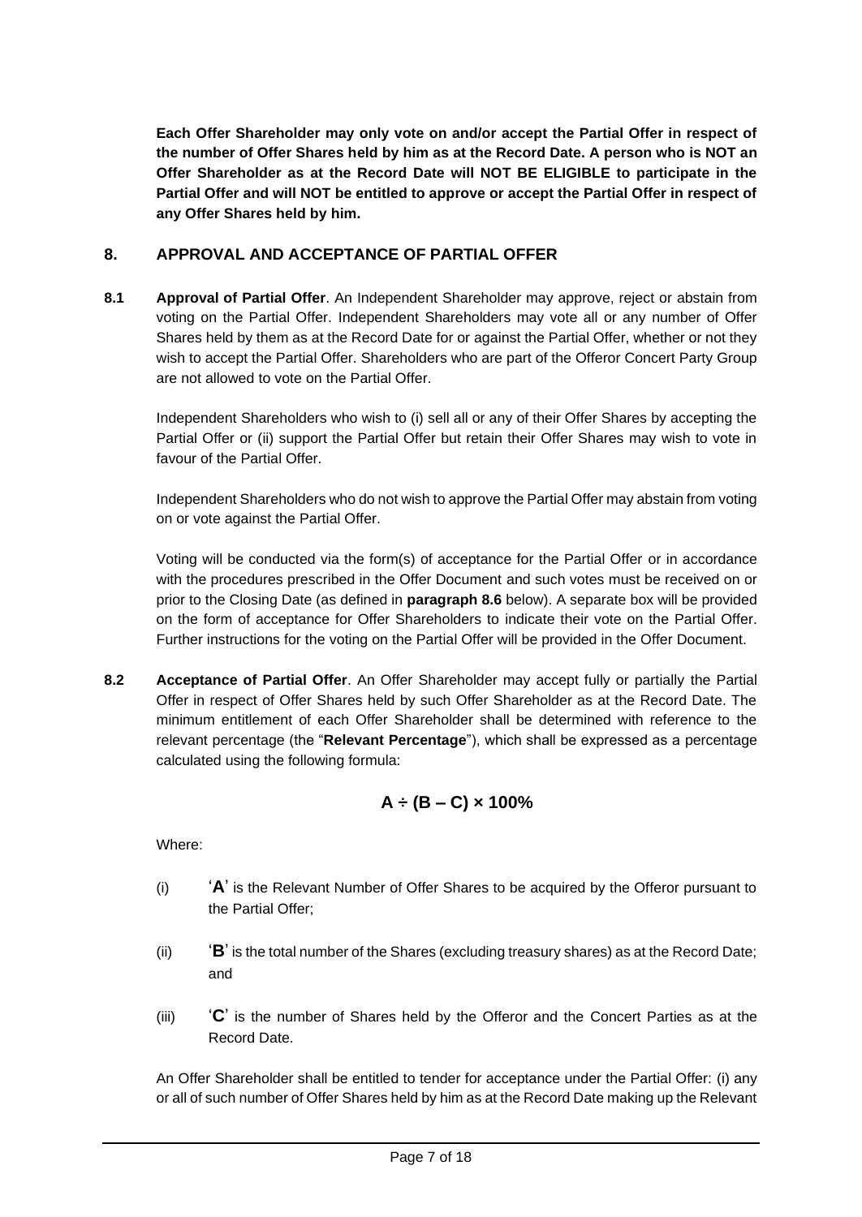**Each Offer Shareholder may only vote on and/or accept the Partial Offer in respect of the number of Offer Shares held by him as at the Record Date. A person who is NOT an Offer Shareholder as at the Record Date will NOT BE ELIGIBLE to participate in the Partial Offer and will NOT be entitled to approve or accept the Partial Offer in respect of any Offer Shares held by him.**

## 8. APPROVAL AND ACCEPTANCE OF PARTIAL OFFER

**8.1 Approval of Partial Offer**. An Independent Shareholder may approve, reject or abstain from voting on the Partial Offer. Independent Shareholders may vote all or any number of Offer Shares held by them as at the Record Date for or against the Partial Offer, whether or not they wish to accept the Partial Offer. Shareholders who are part of the Offeror Concert Party Group are not allowed to vote on the Partial Offer.

Independent Shareholders who wish to (i) sell all or any of their Offer Shares by accepting the Partial Offer or (ii) support the Partial Offer but retain their Offer Shares may wish to vote in favour of the Partial Offer.

Independent Shareholders who do not wish to approve the Partial Offer may abstain from voting on or vote against the Partial Offer.

Voting will be conducted via the form(s) of acceptance for the Partial Offer or in accordance with the procedures prescribed in the Offer Document and such votes must be received on or prior to the Closing Date (as defined in **paragraph 8.6** below). A separate box will be provided on the form of acceptance for Offer Shareholders to indicate their vote on the Partial Offer. Further instructions for the voting on the Partial Offer will be provided in the Offer Document.

**8.2 Acceptance of Partial Offer**. An Offer Shareholder may accept fully or partially the Partial Offer in respect of Offer Shares held by such Offer Shareholder as at the Record Date. The minimum entitlement of each Offer Shareholder shall be determined with reference to the relevant percentage (the "**Relevant Percentage**"), which shall be expressed as a percentage calculated using the following formula:

$$\mathbf{A \div (B - C) \times 100\%}$$

Where:

(i) '**A**' is the Relevant Number of Offer Shares to be acquired by the Offeror pursuant to the Partial Offer;

(ii) '**B**' is the total number of the Shares (excluding treasury shares) as at the Record Date; and

(iii) '**C**' is the number of Shares held by the Offeror and the Concert Parties as at the Record Date.

An Offer Shareholder shall be entitled to tender for acceptance under the Partial Offer: (i) any or all of such number of Offer Shares held by him as at the Record Date making up the Relevant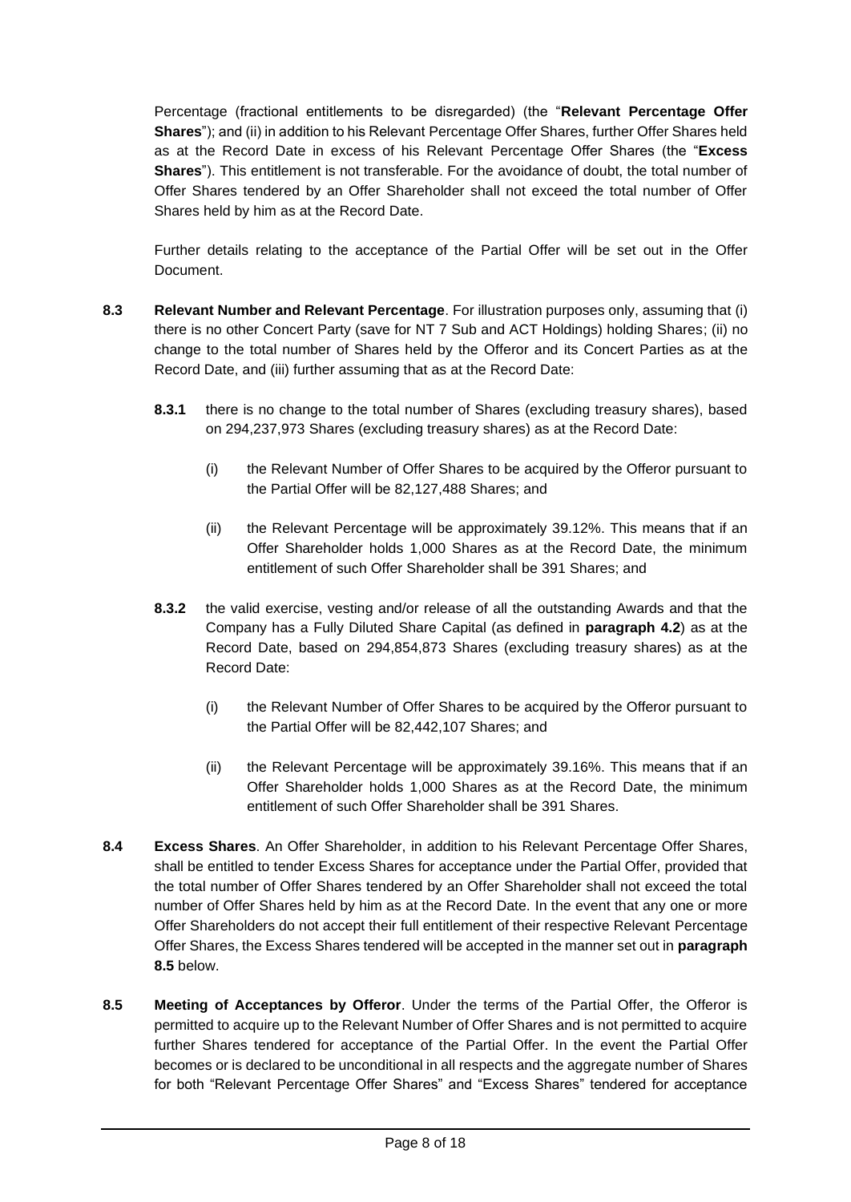Percentage (fractional entitlements to be disregarded) (the "**Relevant Percentage Offer Shares**"); and (ii) in addition to his Relevant Percentage Offer Shares, further Offer Shares held as at the Record Date in excess of his Relevant Percentage Offer Shares (the "**Excess Shares**"). This entitlement is not transferable. For the avoidance of doubt, the total number of Offer Shares tendered by an Offer Shareholder shall not exceed the total number of Offer Shares held by him as at the Record Date.

Further details relating to the acceptance of the Partial Offer will be set out in the Offer Document.

**8.3 Relevant Number and Relevant Percentage**. For illustration purposes only, assuming that (i) there is no other Concert Party (save for NT 7 Sub and ACT Holdings) holding Shares; (ii) no change to the total number of Shares held by the Offeror and its Concert Parties as at the Record Date, and (iii) further assuming that as at the Record Date:

**8.3.1** there is no change to the total number of Shares (excluding treasury shares), based on 294,237,973 Shares (excluding treasury shares) as at the Record Date:

(i) the Relevant Number of Offer Shares to be acquired by the Offeror pursuant to the Partial Offer will be 82,127,488 Shares; and

(ii) the Relevant Percentage will be approximately 39.12%. This means that if an Offer Shareholder holds 1,000 Shares as at the Record Date, the minimum entitlement of such Offer Shareholder shall be 391 Shares; and

**8.3.2** the valid exercise, vesting and/or release of all the outstanding Awards and that the Company has a Fully Diluted Share Capital (as defined in **paragraph 4.2**) as at the Record Date, based on 294,854,873 Shares (excluding treasury shares) as at the Record Date:

(i) the Relevant Number of Offer Shares to be acquired by the Offeror pursuant to the Partial Offer will be 82,442,107 Shares; and

(ii) the Relevant Percentage will be approximately 39.16%. This means that if an Offer Shareholder holds 1,000 Shares as at the Record Date, the minimum entitlement of such Offer Shareholder shall be 391 Shares.

**8.4 Excess Shares**. An Offer Shareholder, in addition to his Relevant Percentage Offer Shares, shall be entitled to tender Excess Shares for acceptance under the Partial Offer, provided that the total number of Offer Shares tendered by an Offer Shareholder shall not exceed the total number of Offer Shares held by him as at the Record Date. In the event that any one or more Offer Shareholders do not accept their full entitlement of their respective Relevant Percentage Offer Shares, the Excess Shares tendered will be accepted in the manner set out in **paragraph 8.5** below.

**8.5 Meeting of Acceptances by Offeror**. Under the terms of the Partial Offer, the Offeror is permitted to acquire up to the Relevant Number of Offer Shares and is not permitted to acquire further Shares tendered for acceptance of the Partial Offer. In the event the Partial Offer becomes or is declared to be unconditional in all respects and the aggregate number of Shares for both "Relevant Percentage Offer Shares" and "Excess Shares" tendered for acceptance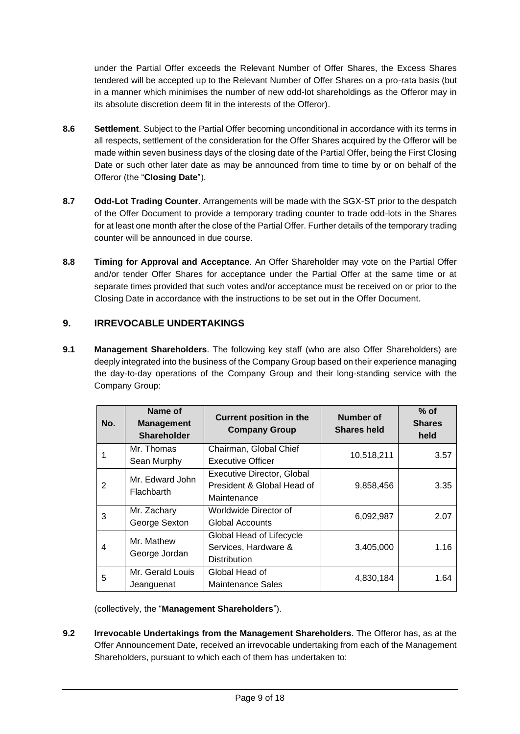under the Partial Offer exceeds the Relevant Number of Offer Shares, the Excess Shares tendered will be accepted up to the Relevant Number of Offer Shares on a pro-rata basis (but in a manner which minimises the number of new odd-lot shareholdings as the Offeror may in its absolute discretion deem fit in the interests of the Offeror).

**8.6 Settlement**. Subject to the Partial Offer becoming unconditional in accordance with its terms in all respects, settlement of the consideration for the Offer Shares acquired by the Offeror will be made within seven business days of the closing date of the Partial Offer, being the First Closing Date or such other later date as may be announced from time to time by or on behalf of the Offeror (the "**Closing Date**").

**8.7 Odd-Lot Trading Counter**. Arrangements will be made with the SGX-ST prior to the despatch of the Offer Document to provide a temporary trading counter to trade odd-lots in the Shares for at least one month after the close of the Partial Offer. Further details of the temporary trading counter will be announced in due course.

**8.8 Timing for Approval and Acceptance**. An Offer Shareholder may vote on the Partial Offer and/or tender Offer Shares for acceptance under the Partial Offer at the same time or at separate times provided that such votes and/or acceptance must be received on or prior to the Closing Date in accordance with the instructions to be set out in the Offer Document.

## 9. IRREVOCABLE UNDERTAKINGS

**9.1 Management Shareholders**. The following key staff (who are also Offer Shareholders) are deeply integrated into the business of the Company Group based on their experience managing the day-to-day operations of the Company Group and their long-standing service with the Company Group:

| No. | Name of Management Shareholder | Current position in the Company Group | Number of Shares held | % of Shares held |
|---|---|---|---|---|
| 1 | Mr. Thomas Sean Murphy | Chairman, Global Chief Executive Officer | 10,518,211 | 3.57 |
| 2 | Mr. Edward John Flachbarth | Executive Director, Global President & Global Head of Maintenance | 9,858,456 | 3.35 |
| 3 | Mr. Zachary George Sexton | Worldwide Director of Global Accounts | 6,092,987 | 2.07 |
| 4 | Mr. Mathew George Jordan | Global Head of Lifecycle Services, Hardware & Distribution | 3,405,000 | 1.16 |
| 5 | Mr. Gerald Louis Jeanguenat | Global Head of Maintenance Sales | 4,830,184 | 1.64 |

(collectively, the "**Management Shareholders**").

**9.2 Irrevocable Undertakings from the Management Shareholders**. The Offeror has, as at the Offer Announcement Date, received an irrevocable undertaking from each of the Management Shareholders, pursuant to which each of them has undertaken to: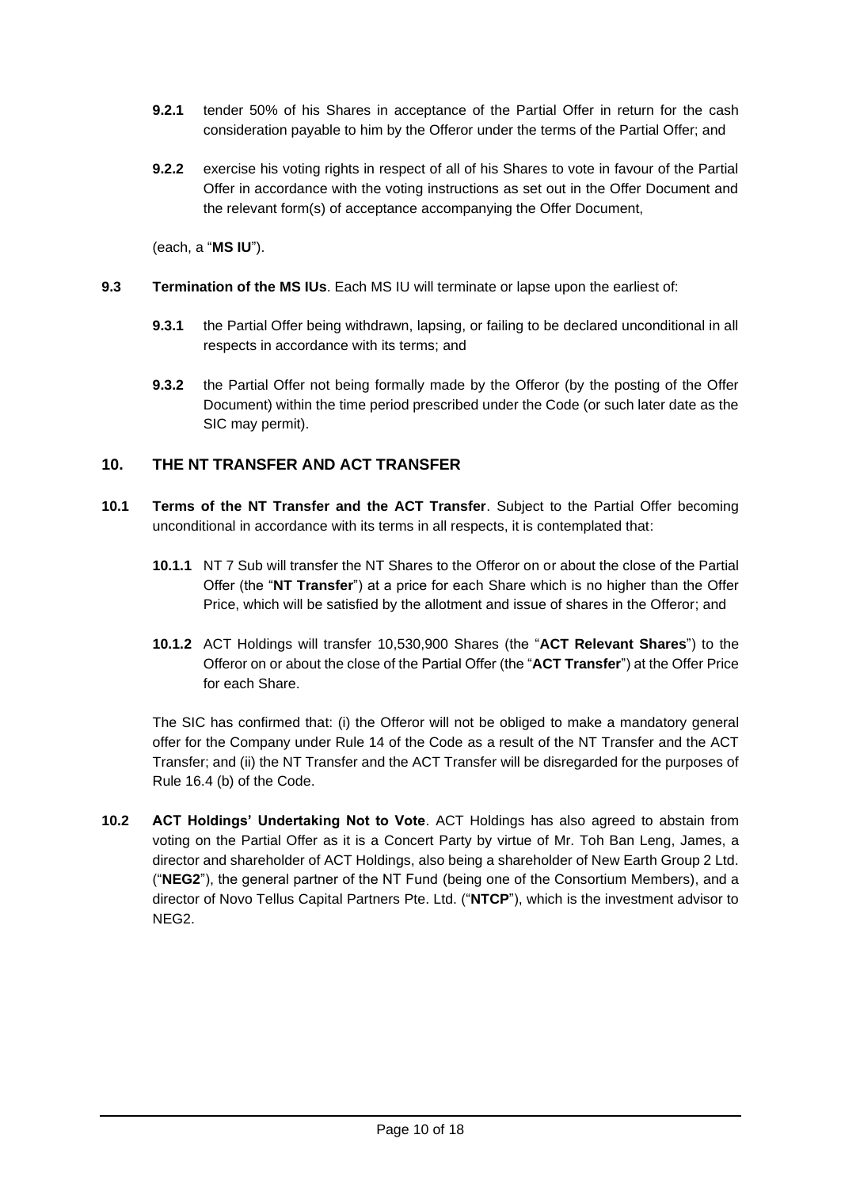**9.2.1** tender 50% of his Shares in acceptance of the Partial Offer in return for the cash consideration payable to him by the Offeror under the terms of the Partial Offer; and

**9.2.2** exercise his voting rights in respect of all of his Shares to vote in favour of the Partial Offer in accordance with the voting instructions as set out in the Offer Document and the relevant form(s) of acceptance accompanying the Offer Document,

(each, a "**MS IU**").

**9.3** **Termination of the MS IUs**. Each MS IU will terminate or lapse upon the earliest of:

**9.3.1** the Partial Offer being withdrawn, lapsing, or failing to be declared unconditional in all respects in accordance with its terms; and

**9.3.2** the Partial Offer not being formally made by the Offeror (by the posting of the Offer Document) within the time period prescribed under the Code (or such later date as the SIC may permit).

## 10. THE NT TRANSFER AND ACT TRANSFER

**10.1** **Terms of the NT Transfer and the ACT Transfer**. Subject to the Partial Offer becoming unconditional in accordance with its terms in all respects, it is contemplated that:

**10.1.1** NT 7 Sub will transfer the NT Shares to the Offeror on or about the close of the Partial Offer (the "**NT Transfer**") at a price for each Share which is no higher than the Offer Price, which will be satisfied by the allotment and issue of shares in the Offeror; and

**10.1.2** ACT Holdings will transfer 10,530,900 Shares (the "**ACT Relevant Shares**") to the Offeror on or about the close of the Partial Offer (the "**ACT Transfer**") at the Offer Price for each Share.

The SIC has confirmed that: (i) the Offeror will not be obliged to make a mandatory general offer for the Company under Rule 14 of the Code as a result of the NT Transfer and the ACT Transfer; and (ii) the NT Transfer and the ACT Transfer will be disregarded for the purposes of Rule 16.4 (b) of the Code.

**10.2** **ACT Holdings' Undertaking Not to Vote**. ACT Holdings has also agreed to abstain from voting on the Partial Offer as it is a Concert Party by virtue of Mr. Toh Ban Leng, James, a director and shareholder of ACT Holdings, also being a shareholder of New Earth Group 2 Ltd. ("**NEG2**"), the general partner of the NT Fund (being one of the Consortium Members), and a director of Novo Tellus Capital Partners Pte. Ltd. ("**NTCP**"), which is the investment advisor to NEG2.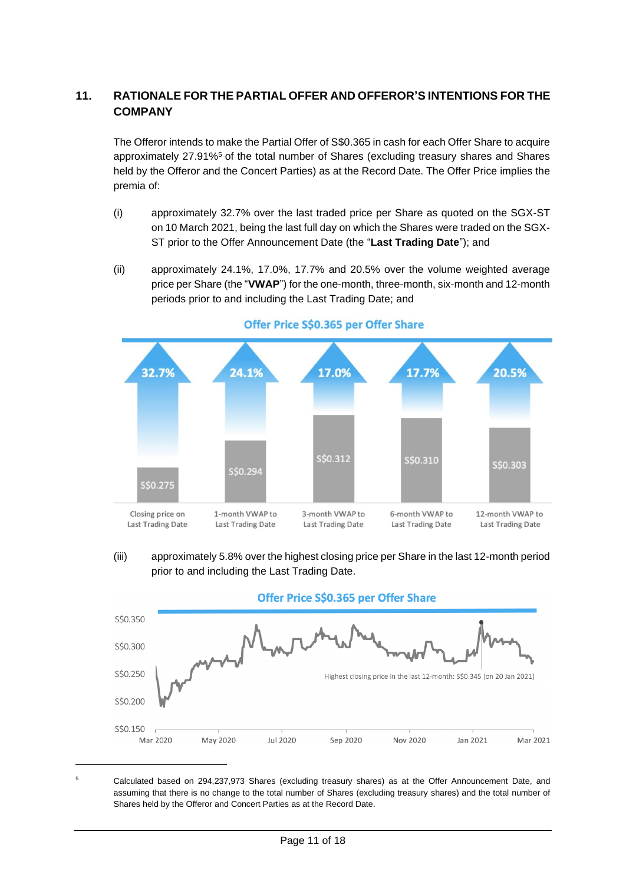## 11. RATIONALE FOR THE PARTIAL OFFER AND OFFEROR'S INTENTIONS FOR THE COMPANY

The Offeror intends to make the Partial Offer of S$0.365 in cash for each Offer Share to acquire approximately 27.91%[5] of the total number of Shares (excluding treasury shares and Shares held by the Offeror and the Concert Parties) as at the Record Date. The Offer Price implies the premia of:

(i) approximately 32.7% over the last traded price per Share as quoted on the SGX-ST on 10 March 2021, being the last full day on which the Shares were traded on the SGX-ST prior to the Offer Announcement Date (the "**Last Trading Date**"); and

(ii) approximately 24.1%, 17.0%, 17.7% and 20.5% over the volume weighted average price per Share (the "**VWAP**") for the one-month, three-month, six-month and 12-month periods prior to and including the Last Trading Date; and

**Offer Price S$0.365 per Offer Share**

| | Closing price on Last Trading Date | 1-month VWAP to Last Trading Date | 3-month VWAP to Last Trading Date | 6-month VWAP to Last Trading Date | 12-month VWAP to Last Trading Date |
|---|---|---|---|---|---|
| Price | S$0.275 | S$0.294 | S$0.312 | S$0.310 | S$0.303 |
| Premium | 32.7% | 24.1% | 17.0% | 17.7% | 20.5% |

(iii) approximately 5.8% over the highest closing price per Share in the last 12-month period prior to and including the Last Trading Date.

**Offer Price S$0.365 per Offer Share**

Highest closing price in the last 12-month: S$0.345 (on 20 Jan 2021)

---

[5] Calculated based on 294,237,973 Shares (excluding treasury shares) as at the Offer Announcement Date, and assuming that there is no change to the total number of Shares (excluding treasury shares) and the total number of Shares held by the Offeror and Concert Parties as at the Record Date.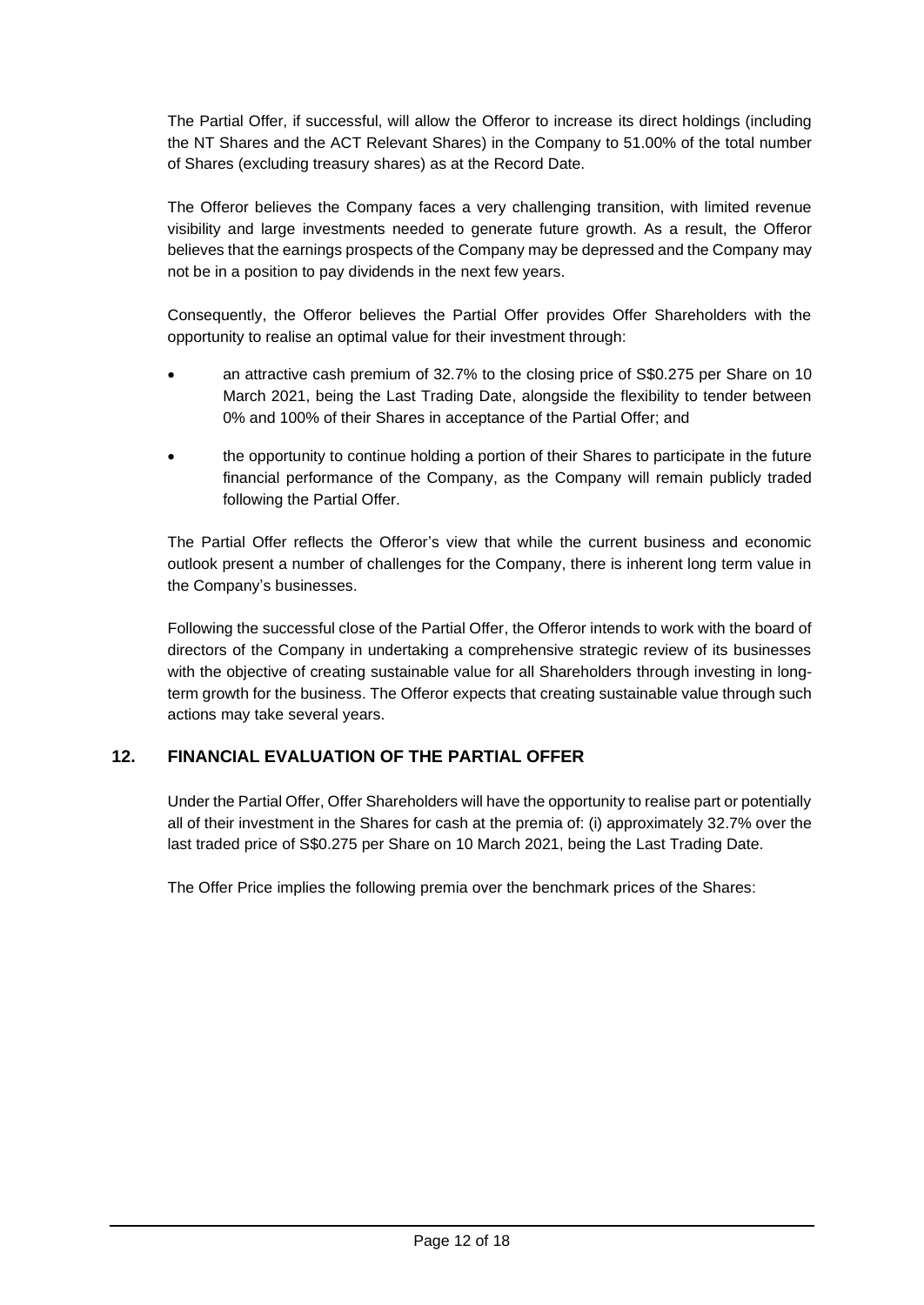The Partial Offer, if successful, will allow the Offeror to increase its direct holdings (including the NT Shares and the ACT Relevant Shares) in the Company to 51.00% of the total number of Shares (excluding treasury shares) as at the Record Date.

The Offeror believes the Company faces a very challenging transition, with limited revenue visibility and large investments needed to generate future growth. As a result, the Offeror believes that the earnings prospects of the Company may be depressed and the Company may not be in a position to pay dividends in the next few years.

Consequently, the Offeror believes the Partial Offer provides Offer Shareholders with the opportunity to realise an optimal value for their investment through:

- an attractive cash premium of 32.7% to the closing price of S$0.275 per Share on 10 March 2021, being the Last Trading Date, alongside the flexibility to tender between 0% and 100% of their Shares in acceptance of the Partial Offer; and
- the opportunity to continue holding a portion of their Shares to participate in the future financial performance of the Company, as the Company will remain publicly traded following the Partial Offer.

The Partial Offer reflects the Offeror's view that while the current business and economic outlook present a number of challenges for the Company, there is inherent long term value in the Company's businesses.

Following the successful close of the Partial Offer, the Offeror intends to work with the board of directors of the Company in undertaking a comprehensive strategic review of its businesses with the objective of creating sustainable value for all Shareholders through investing in long-term growth for the business. The Offeror expects that creating sustainable value through such actions may take several years.

## 12. FINANCIAL EVALUATION OF THE PARTIAL OFFER

Under the Partial Offer, Offer Shareholders will have the opportunity to realise part or potentially all of their investment in the Shares for cash at the premia of: (i) approximately 32.7% over the last traded price of S$0.275 per Share on 10 March 2021, being the Last Trading Date.

The Offer Price implies the following premia over the benchmark prices of the Shares: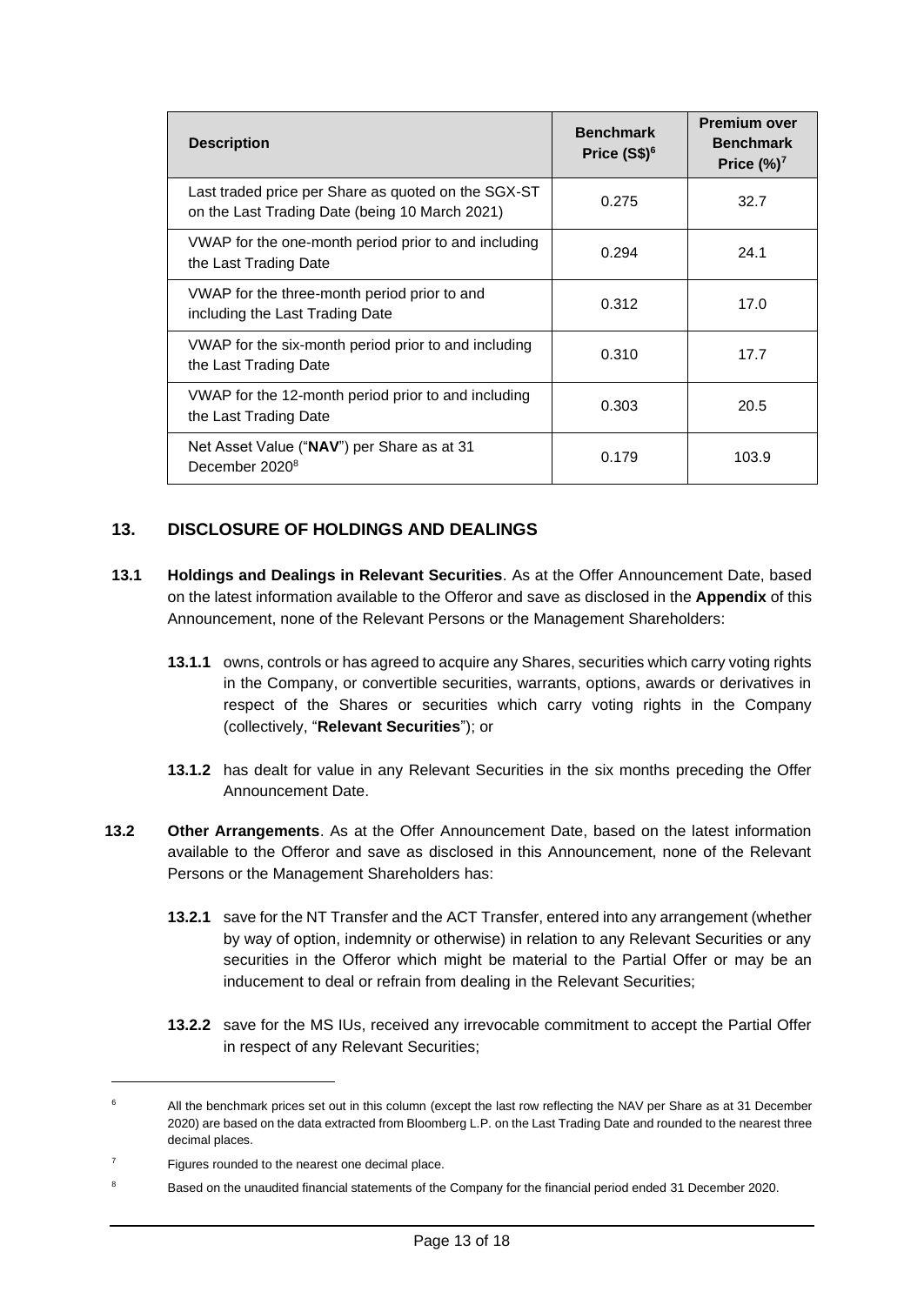| Description | Benchmark Price (S$)[6] | Premium over Benchmark Price (%)[7] |
|---|---|---|
| Last traded price per Share as quoted on the SGX-ST on the Last Trading Date (being 10 March 2021) | 0.275 | 32.7 |
| VWAP for the one-month period prior to and including the Last Trading Date | 0.294 | 24.1 |
| VWAP for the three-month period prior to and including the Last Trading Date | 0.312 | 17.0 |
| VWAP for the six-month period prior to and including the Last Trading Date | 0.310 | 17.7 |
| VWAP for the 12-month period prior to and including the Last Trading Date | 0.303 | 20.5 |
| Net Asset Value ("**NAV**") per Share as at 31 December 2020[8] | 0.179 | 103.9 |

## 13. DISCLOSURE OF HOLDINGS AND DEALINGS

**13.1** **Holdings and Dealings in Relevant Securities**. As at the Offer Announcement Date, based on the latest information available to the Offeror and save as disclosed in the **Appendix** of this Announcement, none of the Relevant Persons or the Management Shareholders:

**13.1.1** owns, controls or has agreed to acquire any Shares, securities which carry voting rights in the Company, or convertible securities, warrants, options, awards or derivatives in respect of the Shares or securities which carry voting rights in the Company (collectively, "**Relevant Securities**"); or

**13.1.2** has dealt for value in any Relevant Securities in the six months preceding the Offer Announcement Date.

**13.2** **Other Arrangements**. As at the Offer Announcement Date, based on the latest information available to the Offeror and save as disclosed in this Announcement, none of the Relevant Persons or the Management Shareholders has:

**13.2.1** save for the NT Transfer and the ACT Transfer, entered into any arrangement (whether by way of option, indemnity or otherwise) in relation to any Relevant Securities or any securities in the Offeror which might be material to the Partial Offer or may be an inducement to deal or refrain from dealing in the Relevant Securities;

**13.2.2** save for the MS IUs, received any irrevocable commitment to accept the Partial Offer in respect of any Relevant Securities;

---

[6] All the benchmark prices set out in this column (except the last row reflecting the NAV per Share as at 31 December 2020) are based on the data extracted from Bloomberg L.P. on the Last Trading Date and rounded to the nearest three decimal places.

[7] Figures rounded to the nearest one decimal place.

[8] Based on the unaudited financial statements of the Company for the financial period ended 31 December 2020.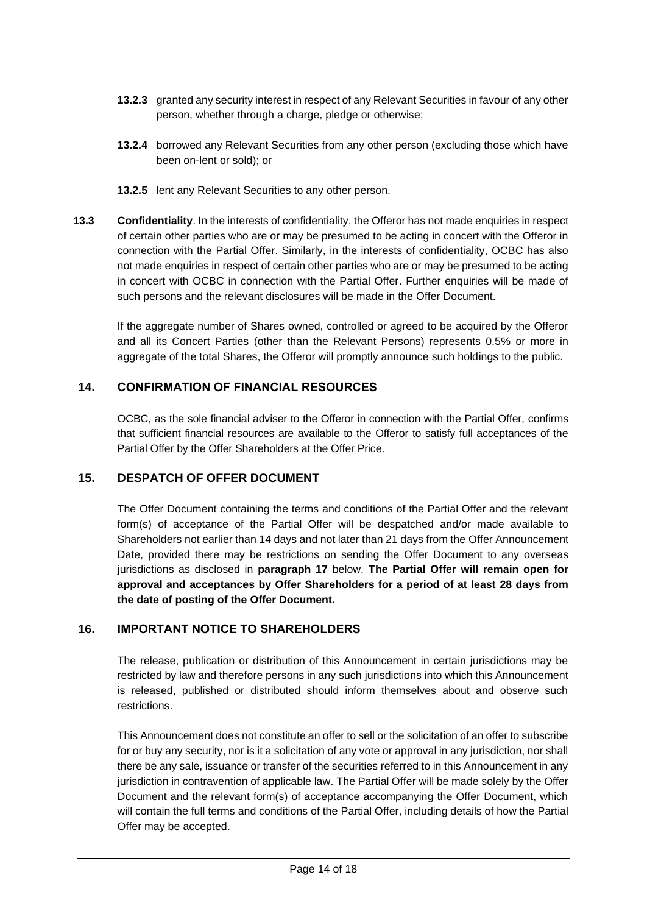**13.2.3** granted any security interest in respect of any Relevant Securities in favour of any other person, whether through a charge, pledge or otherwise;

**13.2.4** borrowed any Relevant Securities from any other person (excluding those which have been on-lent or sold); or

**13.2.5** lent any Relevant Securities to any other person.

**13.3** **Confidentiality**. In the interests of confidentiality, the Offeror has not made enquiries in respect of certain other parties who are or may be presumed to be acting in concert with the Offeror in connection with the Partial Offer. Similarly, in the interests of confidentiality, OCBC has also not made enquiries in respect of certain other parties who are or may be presumed to be acting in concert with OCBC in connection with the Partial Offer. Further enquiries will be made of such persons and the relevant disclosures will be made in the Offer Document.

If the aggregate number of Shares owned, controlled or agreed to be acquired by the Offeror and all its Concert Parties (other than the Relevant Persons) represents 0.5% or more in aggregate of the total Shares, the Offeror will promptly announce such holdings to the public.

## 14. CONFIRMATION OF FINANCIAL RESOURCES

OCBC, as the sole financial adviser to the Offeror in connection with the Partial Offer, confirms that sufficient financial resources are available to the Offeror to satisfy full acceptances of the Partial Offer by the Offer Shareholders at the Offer Price.

## 15. DESPATCH OF OFFER DOCUMENT

The Offer Document containing the terms and conditions of the Partial Offer and the relevant form(s) of acceptance of the Partial Offer will be despatched and/or made available to Shareholders not earlier than 14 days and not later than 21 days from the Offer Announcement Date, provided there may be restrictions on sending the Offer Document to any overseas jurisdictions as disclosed in **paragraph 17** below. **The Partial Offer will remain open for approval and acceptances by Offer Shareholders for a period of at least 28 days from the date of posting of the Offer Document.**

## 16. IMPORTANT NOTICE TO SHAREHOLDERS

The release, publication or distribution of this Announcement in certain jurisdictions may be restricted by law and therefore persons in any such jurisdictions into which this Announcement is released, published or distributed should inform themselves about and observe such restrictions.

This Announcement does not constitute an offer to sell or the solicitation of an offer to subscribe for or buy any security, nor is it a solicitation of any vote or approval in any jurisdiction, nor shall there be any sale, issuance or transfer of the securities referred to in this Announcement in any jurisdiction in contravention of applicable law. The Partial Offer will be made solely by the Offer Document and the relevant form(s) of acceptance accompanying the Offer Document, which will contain the full terms and conditions of the Partial Offer, including details of how the Partial Offer may be accepted.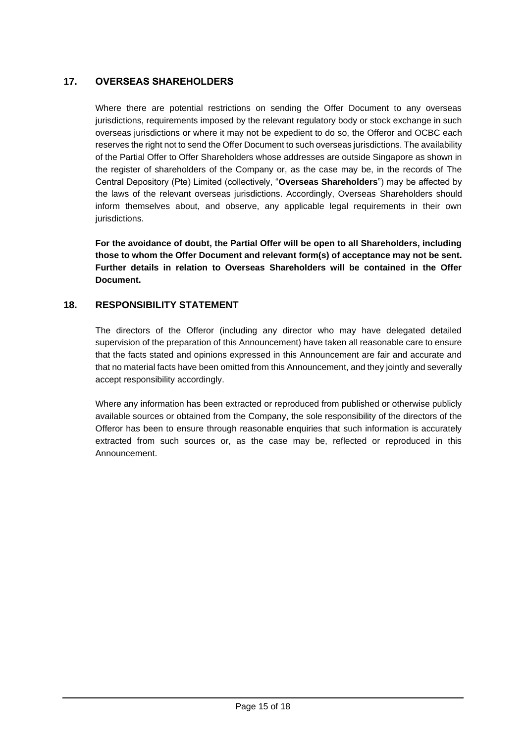## 17. OVERSEAS SHAREHOLDERS

Where there are potential restrictions on sending the Offer Document to any overseas jurisdictions, requirements imposed by the relevant regulatory body or stock exchange in such overseas jurisdictions or where it may not be expedient to do so, the Offeror and OCBC each reserves the right not to send the Offer Document to such overseas jurisdictions. The availability of the Partial Offer to Offer Shareholders whose addresses are outside Singapore as shown in the register of shareholders of the Company or, as the case may be, in the records of The Central Depository (Pte) Limited (collectively, "**Overseas Shareholders**") may be affected by the laws of the relevant overseas jurisdictions. Accordingly, Overseas Shareholders should inform themselves about, and observe, any applicable legal requirements in their own jurisdictions.

**For the avoidance of doubt, the Partial Offer will be open to all Shareholders, including those to whom the Offer Document and relevant form(s) of acceptance may not be sent. Further details in relation to Overseas Shareholders will be contained in the Offer Document.**

## 18. RESPONSIBILITY STATEMENT

The directors of the Offeror (including any director who may have delegated detailed supervision of the preparation of this Announcement) have taken all reasonable care to ensure that the facts stated and opinions expressed in this Announcement are fair and accurate and that no material facts have been omitted from this Announcement, and they jointly and severally accept responsibility accordingly.

Where any information has been extracted or reproduced from published or otherwise publicly available sources or obtained from the Company, the sole responsibility of the directors of the Offeror has been to ensure through reasonable enquiries that such information is accurately extracted from such sources or, as the case may be, reflected or reproduced in this Announcement.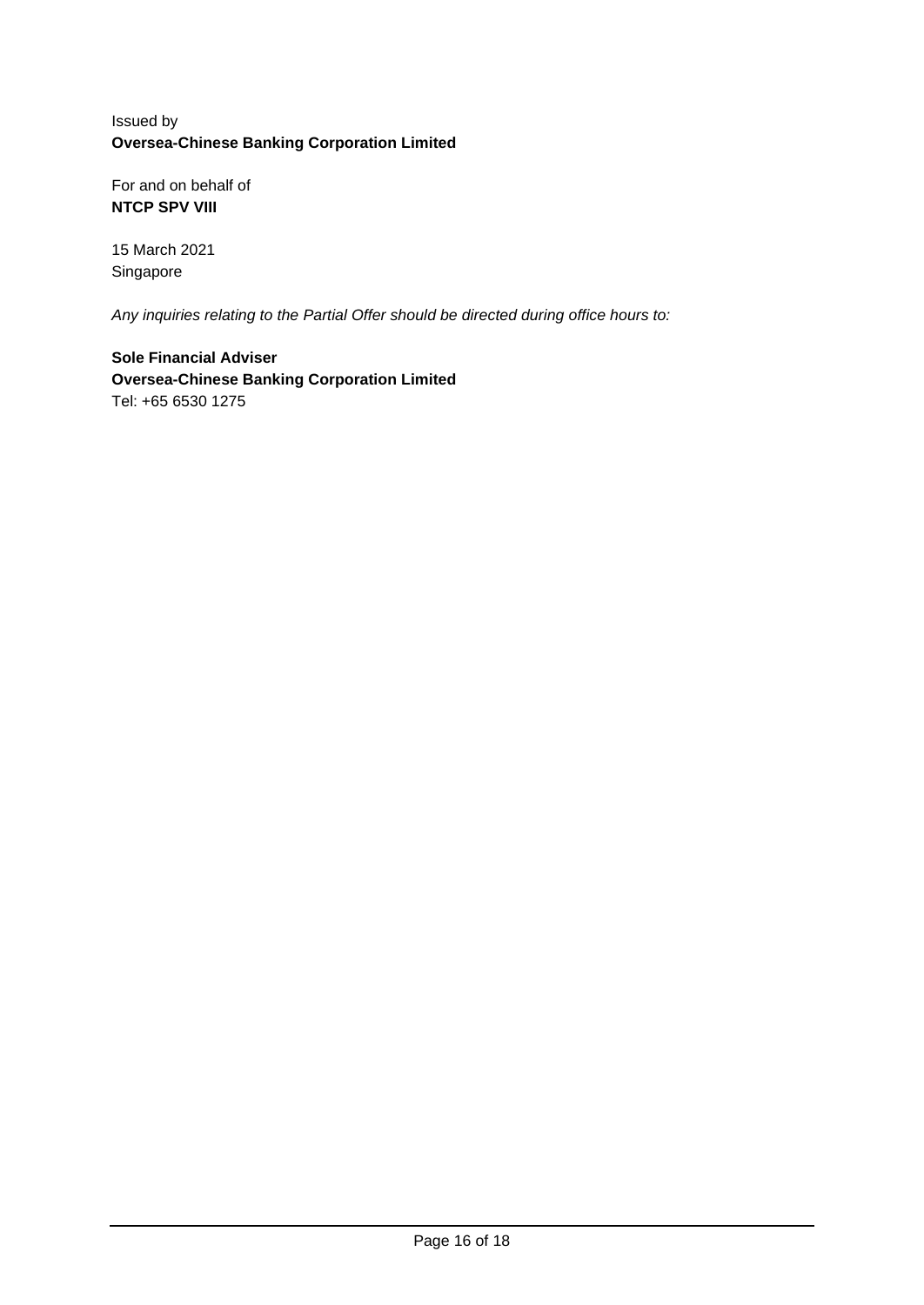Issued by
**Oversea-Chinese Banking Corporation Limited**

For and on behalf of
**NTCP SPV VIII**

15 March 2021
Singapore

*Any inquiries relating to the Partial Offer should be directed during office hours to:*

**Sole Financial Adviser**
**Oversea-Chinese Banking Corporation Limited**
Tel: +65 6530 1275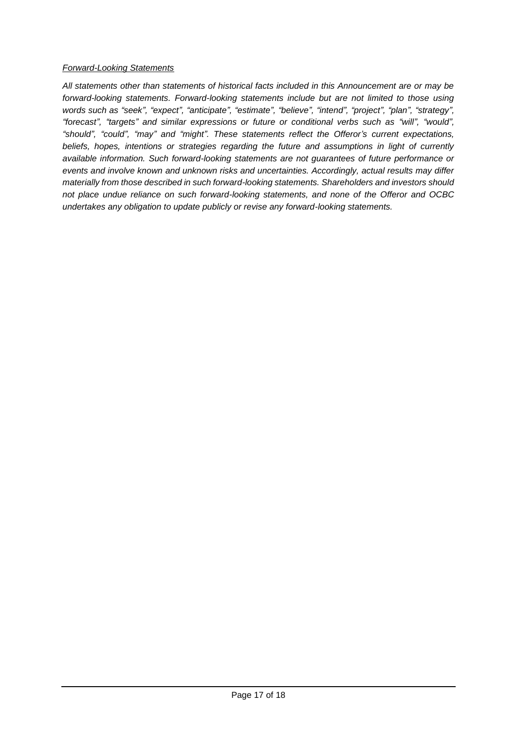*Forward-Looking Statements*

*All statements other than statements of historical facts included in this Announcement are or may be forward-looking statements. Forward-looking statements include but are not limited to those using words such as "seek", "expect", "anticipate", "estimate", "believe", "intend", "project", "plan", "strategy", "forecast", "targets" and similar expressions or future or conditional verbs such as "will", "would", "should", "could", "may" and "might". These statements reflect the Offeror's current expectations, beliefs, hopes, intentions or strategies regarding the future and assumptions in light of currently available information. Such forward-looking statements are not guarantees of future performance or events and involve known and unknown risks and uncertainties. Accordingly, actual results may differ materially from those described in such forward-looking statements. Shareholders and investors should not place undue reliance on such forward-looking statements, and none of the Offeror and OCBC undertakes any obligation to update publicly or revise any forward-looking statements.*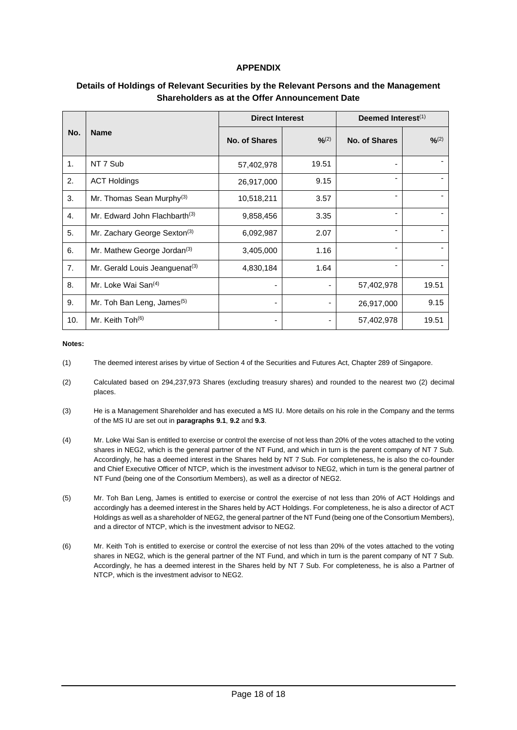# APPENDIX

## Details of Holdings of Relevant Securities by the Relevant Persons and the Management Shareholders as at the Offer Announcement Date

| No. | Name | Direct Interest | | Deemed Interest[1] | |
|---|---|---|---|---|---|
| | | No. of Shares | %[2] | No. of Shares | %[2] |
| 1. | NT 7 Sub | 57,402,978 | 19.51 | - | - |
| 2. | ACT Holdings | 26,917,000 | 9.15 | - | - |
| 3. | Mr. Thomas Sean Murphy[3] | 10,518,211 | 3.57 | - | - |
| 4. | Mr. Edward John Flachbarth[3] | 9,858,456 | 3.35 | - | - |
| 5. | Mr. Zachary George Sexton[3] | 6,092,987 | 2.07 | - | - |
| 6. | Mr. Mathew George Jordan[3] | 3,405,000 | 1.16 | - | - |
| 7. | Mr. Gerald Louis Jeanguenat[3] | 4,830,184 | 1.64 | - | - |
| 8. | Mr. Loke Wai San[4] | - | - | 57,402,978 | 19.51 |
| 9. | Mr. Toh Ban Leng, James[5] | - | - | 26,917,000 | 9.15 |
| 10. | Mr. Keith Toh[6] | - | - | 57,402,978 | 19.51 |

**Notes:**

(1) The deemed interest arises by virtue of Section 4 of the Securities and Futures Act, Chapter 289 of Singapore.

(2) Calculated based on 294,237,973 Shares (excluding treasury shares) and rounded to the nearest two (2) decimal places.

(3) He is a Management Shareholder and has executed a MS IU. More details on his role in the Company and the terms of the MS IU are set out in **paragraphs 9.1**, **9.2** and **9.3**.

(4) Mr. Loke Wai San is entitled to exercise or control the exercise of not less than 20% of the votes attached to the voting shares in NEG2, which is the general partner of the NT Fund, and which in turn is the parent company of NT 7 Sub. Accordingly, he has a deemed interest in the Shares held by NT 7 Sub. For completeness, he is also the co-founder and Chief Executive Officer of NTCP, which is the investment advisor to NEG2, which in turn is the general partner of NT Fund (being one of the Consortium Members), as well as a director of NEG2.

(5) Mr. Toh Ban Leng, James is entitled to exercise or control the exercise of not less than 20% of ACT Holdings and accordingly has a deemed interest in the Shares held by ACT Holdings. For completeness, he is also a director of ACT Holdings as well as a shareholder of NEG2, the general partner of the NT Fund (being one of the Consortium Members), and a director of NTCP, which is the investment advisor to NEG2.

(6) Mr. Keith Toh is entitled to exercise or control the exercise of not less than 20% of the votes attached to the voting shares in NEG2, which is the general partner of the NT Fund, and which in turn is the parent company of NT 7 Sub. Accordingly, he has a deemed interest in the Shares held by NT 7 Sub. For completeness, he is also a Partner of NTCP, which is the investment advisor to NEG2.